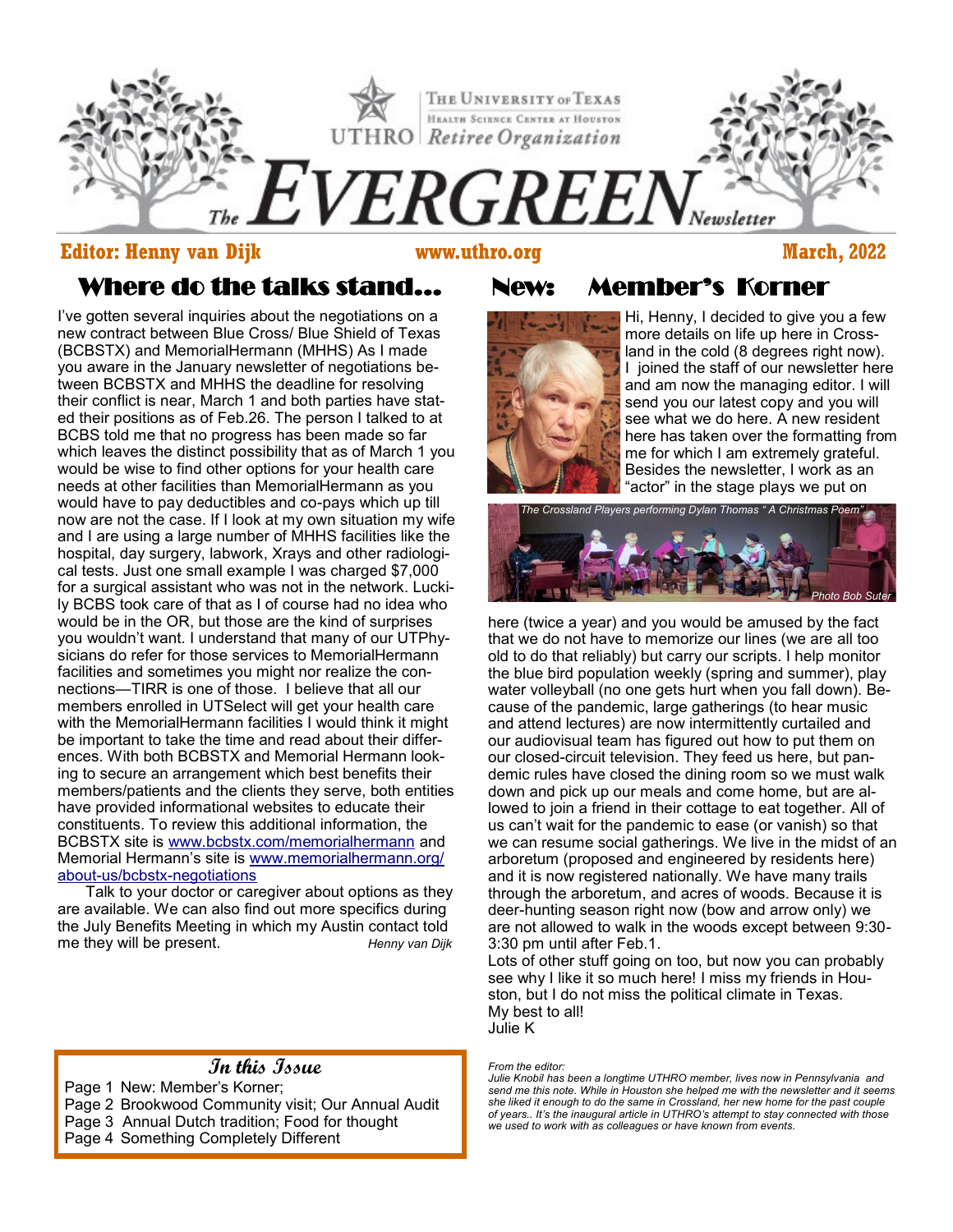# The EVERGREEN Newsletter

The University of Texas Health Science Center at Houston
UTHRO Retiree Organization

**Editor: Henny van Dijk** **www.uthro.org** **March, 2022**

## Where do the talks stand…

I've gotten several inquiries about the negotiations on a new contract between Blue Cross/ Blue Shield of Texas (BCBSTX) and MemorialHermann (MHHS) As I made you aware in the January newsletter of negotiations between BCBSTX and MHHS the deadline for resolving their conflict is near, March 1 and both parties have stated their positions as of Feb.26. The person I talked to at BCBS told me that no progress has been made so far which leaves the distinct possibility that as of March 1 you would be wise to find other options for your health care needs at other facilities than MemorialHermann as you would have to pay deductibles and co-pays which up till now are not the case. If I look at my own situation my wife and I are using a large number of MHHS facilities like the hospital, day surgery, labwork, Xrays and other radiological tests. Just one small example I was charged $7,000 for a surgical assistant who was not in the network. Luckily BCBS took care of that as I of course had no idea who would be in the OR, but those are the kind of surprises you wouldn't want. I understand that many of our UTPhysicians do refer for those services to MemorialHermann facilities and sometimes you might nor realize the connections—TIRR is one of those. I believe that all our members enrolled in UTSelect will get your health care with the MemorialHermann facilities I would think it might be important to take the time and read about their differences. With both BCBSTX and Memorial Hermann looking to secure an arrangement which best benefits their members/patients and the clients they serve, both entities have provided informational websites to educate their constituents. To review this additional information, the BCBSTX site is www.bcbstx.com/memorialhermann and Memorial Hermann's site is www.memorialhermann.org/about-us/bcbstx-negotiations

Talk to your doctor or caregiver about options as they are available. We can also find out more specifics during the July Benefits Meeting in which my Austin contact told me they will be present. *Henny van Dijk*

## In this Issue

Page 1 New: Member's Korner;
Page 2 Brookwood Community visit; Our Annual Audit
Page 3 Annual Dutch tradition; Food for thought
Page 4 Something Completely Different

## New: Member's Korner

Hi, Henny, I decided to give you a few more details on life up here in Crossland in the cold (8 degrees right now). I joined the staff of our newsletter here and am now the managing editor. I will send you our latest copy and you will see what we do here. A new resident here has taken over the formatting from me for which I am extremely grateful. Besides the newsletter, I work as an "actor" in the stage plays we put on here (twice a year) and you would be amused by the fact that we do not have to memorize our lines (we are all too old to do that reliably) but carry our scripts. I help monitor the blue bird population weekly (spring and summer), play water volleyball (no one gets hurt when you fall down). Because of the pandemic, large gatherings (to hear music and attend lectures) are now intermittently curtailed and our audiovisual team has figured out how to put them on our closed-circuit television. They feed us here, but pandemic rules have closed the dining room so we must walk down and pick up our meals and come home, but are allowed to join a friend in their cottage to eat together. All of us can't wait for the pandemic to ease (or vanish) so that we can resume social gatherings. We live in the midst of an arboretum (proposed and engineered by residents here) and it is now registered nationally. We have many trails through the arboretum, and acres of woods. Because it is deer-hunting season right now (bow and arrow only) we are not allowed to walk in the woods except between 9:30-3:30 pm until after Feb.1.

*The Crossland Players performing Dylan Thomas " A Christmas Poem"* *Photo Bob Suter*

Lots of other stuff going on too, but now you can probably see why I like it so much here! I miss my friends in Houston, but I do not miss the political climate in Texas.
My best to all!
Julie K

*From the editor:*
*Julie Knobil has been a longtime UTHRO member, lives now in Pennsylvania and send me this note. While in Houston she helped me with the newsletter and it seems she liked it enough to do the same in Crossland, her new home for the past couple of years.. It's the inaugural article in UTHRO's attempt to stay connected with those we used to work with as colleagues or have known from events.*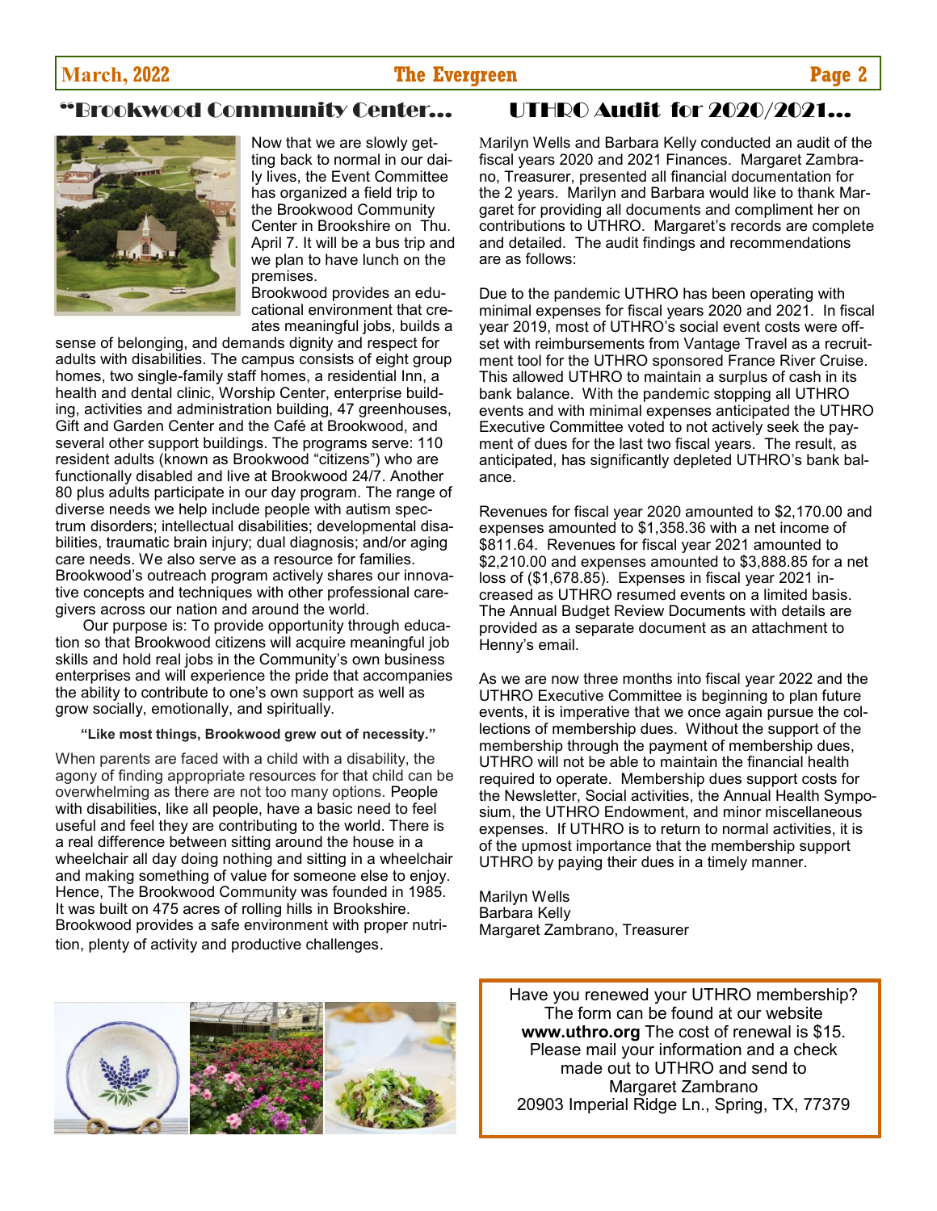## "Brookwood Community Center...

Now that we are slowly getting back to normal in our daily lives, the Event Committee has organized a field trip to the Brookwood Community Center in Brookshire on Thu. April 7. It will be a bus trip and we plan to have lunch on the premises.

Brookwood provides an educational environment that creates meaningful jobs, builds a sense of belonging, and demands dignity and respect for adults with disabilities. The campus consists of eight group homes, two single-family staff homes, a residential Inn, a health and dental clinic, Worship Center, enterprise building, activities and administration building, 47 greenhouses, Gift and Garden Center and the Café at Brookwood, and several other support buildings. The programs serve: 110 resident adults (known as Brookwood "citizens") who are functionally disabled and live at Brookwood 24/7. Another 80 plus adults participate in our day program. The range of diverse needs we help include people with autism spectrum disorders; intellectual disabilities; developmental disabilities, traumatic brain injury; dual diagnosis; and/or aging care needs. We also serve as a resource for families. Brookwood's outreach program actively shares our innovative concepts and techniques with other professional caregivers across our nation and around the world.

Our purpose is: To provide opportunity through education so that Brookwood citizens will acquire meaningful job skills and hold real jobs in the Community's own business enterprises and will experience the pride that accompanies the ability to contribute to one's own support as well as grow socially, emotionally, and spiritually.

**"Like most things, Brookwood grew out of necessity."**

When parents are faced with a child with a disability, the agony of finding appropriate resources for that child can be overwhelming as there are not too many options. People with disabilities, like all people, have a basic need to feel useful and feel they are contributing to the world. There is a real difference between sitting around the house in a wheelchair all day doing nothing and sitting in a wheelchair and making something of value for someone else to enjoy. Hence, The Brookwood Community was founded in 1985. It was built on 475 acres of rolling hills in Brookshire. Brookwood provides a safe environment with proper nutrition, plenty of activity and productive challenges.

## UTHRO Audit for 2020/2021...

Marilyn Wells and Barbara Kelly conducted an audit of the fiscal years 2020 and 2021 Finances. Margaret Zambrano, Treasurer, presented all financial documentation for the 2 years. Marilyn and Barbara would like to thank Margaret for providing all documents and compliment her on contributions to UTHRO. Margaret's records are complete and detailed. The audit findings and recommendations are as follows:

Due to the pandemic UTHRO has been operating with minimal expenses for fiscal years 2020 and 2021. In fiscal year 2019, most of UTHRO's social event costs were offset with reimbursements from Vantage Travel as a recruitment tool for the UTHRO sponsored France River Cruise. This allowed UTHRO to maintain a surplus of cash in its bank balance. With the pandemic stopping all UTHRO events and with minimal expenses anticipated the UTHRO Executive Committee voted to not actively seek the payment of dues for the last two fiscal years. The result, as anticipated, has significantly depleted UTHRO's bank balance.

Revenues for fiscal year 2020 amounted to $2,170.00 and expenses amounted to $1,358.36 with a net income of $811.64. Revenues for fiscal year 2021 amounted to $2,210.00 and expenses amounted to $3,888.85 for a net loss of ($1,678.85). Expenses in fiscal year 2021 increased as UTHRO resumed events on a limited basis. The Annual Budget Review Documents with details are provided as a separate document as an attachment to Henny's email.

As we are now three months into fiscal year 2022 and the UTHRO Executive Committee is beginning to plan future events, it is imperative that we once again pursue the collections of membership dues. Without the support of the membership through the payment of membership dues, UTHRO will not be able to maintain the financial health required to operate. Membership dues support costs for the Newsletter, Social activities, the Annual Health Symposium, the UTHRO Endowment, and minor miscellaneous expenses. If UTHRO is to return to normal activities, it is of the upmost importance that the membership support UTHRO by paying their dues in a timely manner.

Marilyn Wells
Barbara Kelly
Margaret Zambrano, Treasurer

Have you renewed your UTHRO membership? The form can be found at our website **www.uthro.org** The cost of renewal is $15. Please mail your information and a check made out to UTHRO and send to Margaret Zambrano
20903 Imperial Ridge Ln., Spring, TX, 77379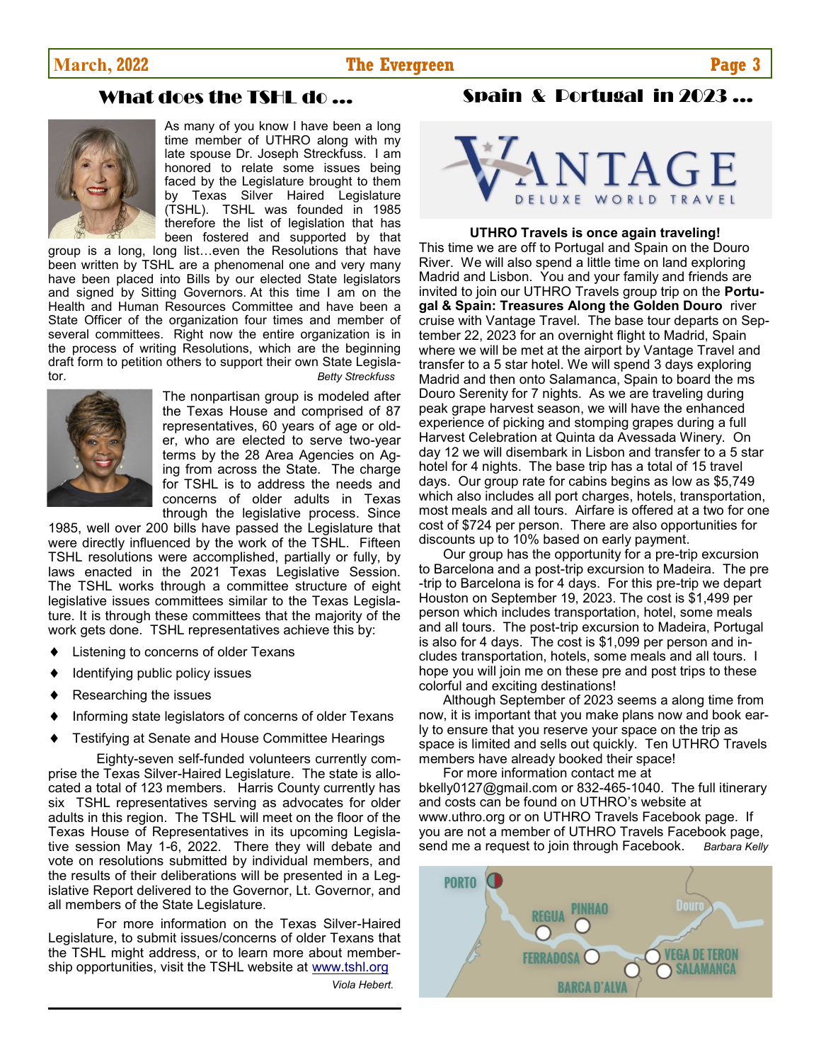## What does the TSHL do …

As many of you know I have been a long time member of UTHRO along with my late spouse Dr. Joseph Streckfuss. I am honored to relate some issues being faced by the Legislature brought to them by Texas Silver Haired Legislature (TSHL). TSHL was founded in 1985 therefore the list of legislation that has been fostered and supported by that group is a long, long list…even the Resolutions that have been written by TSHL are a phenomenal one and very many have been placed into Bills by our elected State legislators and signed by Sitting Governors. At this time I am on the Health and Human Resources Committee and have been a State Officer of the organization four times and member of several committees. Right now the entire organization is in the process of writing Resolutions, which are the beginning draft form to petition others to support their own State Legislator.

*Betty Streckfuss*

The nonpartisan group is modeled after the Texas House and comprised of 87 representatives, 60 years of age or older, who are elected to serve two-year terms by the 28 Area Agencies on Aging from across the State. The charge for TSHL is to address the needs and concerns of older adults in Texas through the legislative process. Since 1985, well over 200 bills have passed the Legislature that were directly influenced by the work of the TSHL. Fifteen TSHL resolutions were accomplished, partially or fully, by laws enacted in the 2021 Texas Legislative Session. The TSHL works through a committee structure of eight legislative issues committees similar to the Texas Legislature. It is through these committees that the majority of the work gets done. TSHL representatives achieve this by:

- Listening to concerns of older Texans
- Identifying public policy issues
- Researching the issues
- Informing state legislators of concerns of older Texans
- Testifying at Senate and House Committee Hearings

Eighty-seven self-funded volunteers currently comprise the Texas Silver-Haired Legislature. The state is allocated a total of 123 members. Harris County currently has six TSHL representatives serving as advocates for older adults in this region. The TSHL will meet on the floor of the Texas House of Representatives in its upcoming Legislative session May 1-6, 2022. There they will debate and vote on resolutions submitted by individual members, and the results of their deliberations will be presented in a Legislative Report delivered to the Governor, Lt. Governor, and all members of the State Legislature.

For more information on the Texas Silver-Haired Legislature, to submit issues/concerns of older Texans that the TSHL might address, or to learn more about membership opportunities, visit the TSHL website at www.tshl.org

*Viola Hebert.*

## Spain & Portugal in 2023 …

**UTHRO Travels is once again traveling!**

This time we are off to Portugal and Spain on the Douro River. We will also spend a little time on land exploring Madrid and Lisbon. You and your family and friends are invited to join our UTHRO Travels group trip on the **Portugal & Spain: Treasures Along the Golden Douro** river cruise with Vantage Travel. The base tour departs on September 22, 2023 for an overnight flight to Madrid, Spain where we will be met at the airport by Vantage Travel and transfer to a 5 star hotel. We will spend 3 days exploring Madrid and then onto Salamanca, Spain to board the ms Douro Serenity for 7 nights. As we are traveling during peak grape harvest season, we will have the enhanced experience of picking and stomping grapes during a full Harvest Celebration at Quinta da Avessada Winery. On day 12 we will disembark in Lisbon and transfer to a 5 star hotel for 4 nights. The base trip has a total of 15 travel days. Our group rate for cabins begins as low as $5,749 which also includes all port charges, hotels, transportation, most meals and all tours. Airfare is offered at a two for one cost of $724 per person. There are also opportunities for discounts up to 10% based on early payment.

Our group has the opportunity for a pre-trip excursion to Barcelona and a post-trip excursion to Madeira. The pre-trip to Barcelona is for 4 days. For this pre-trip we depart Houston on September 19, 2023. The cost is $1,499 per person which includes transportation, hotel, some meals and all tours. The post-trip excursion to Madeira, Portugal is also for 4 days. The cost is $1,099 per person and includes transportation, hotels, some meals and all tours. I hope you will join me on these pre and post trips to these colorful and exciting destinations!

Although September of 2023 seems a along time from now, it is important that you make plans now and book early to ensure that you reserve your space on the trip as space is limited and sells out quickly. Ten UTHRO Travels members have already booked their space!

For more information contact me at bkelly0127@gmail.com or 832-465-1040. The full itinerary and costs can be found on UTHRO's website at www.uthro.org or on UTHRO Travels Facebook page. If you are not a member of UTHRO Travels Facebook page, send me a request to join through Facebook.

*Barbara Kelly*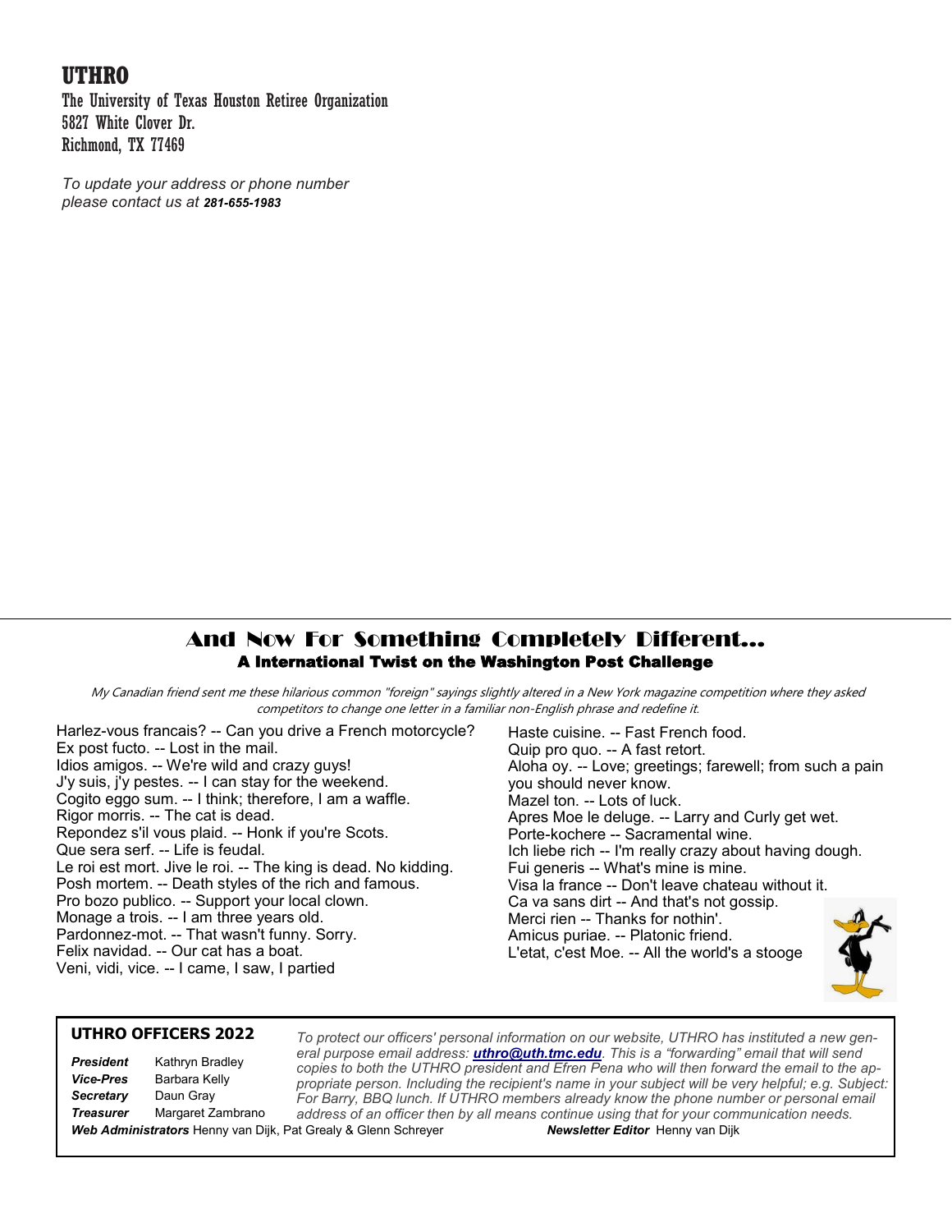## UTHRO

The University of Texas Houston Retiree Organization
5827 White Clover Dr.
Richmond, TX 77469

*To update your address or phone number please contact us at **281-655-1983***

## And Now For Something Completely Different...

### A International Twist on the Washington Post Challenge

*My Canadian friend sent me these hilarious common "foreign" sayings slightly altered in a New York magazine competition where they asked competitors to change one letter in a familiar non-English phrase and redefine it.*

Harlez-vous francais? -- Can you drive a French motorcycle?
Ex post fucto. -- Lost in the mail.
Idios amigos. -- We're wild and crazy guys!
J'y suis, j'y pestes. -- I can stay for the weekend.
Cogito eggo sum. -- I think; therefore, I am a waffle.
Rigor morris. -- The cat is dead.
Repondez s'il vous plaid. -- Honk if you're Scots.
Que sera serf. -- Life is feudal.
Le roi est mort. Jive le roi. -- The king is dead. No kidding.
Posh mortem. -- Death styles of the rich and famous.
Pro bozo publico. -- Support your local clown.
Monage a trois. -- I am three years old.
Pardonnez-mot. -- That wasn't funny. Sorry.
Felix navidad. -- Our cat has a boat.
Veni, vidi, vice. -- I came, I saw, I partied
Haste cuisine. -- Fast French food.
Quip pro quo. -- A fast retort.
Aloha oy. -- Love; greetings; farewell; from such a pain you should never know.
Mazel ton. -- Lots of luck.
Apres Moe le deluge. -- Larry and Curly get wet.
Porte-kochere -- Sacramental wine.
Ich liebe rich -- I'm really crazy about having dough.
Fui generis -- What's mine is mine.
Visa la france -- Don't leave chateau without it.
Ca va sans dirt -- And that's not gossip.
Merci rien -- Thanks for nothin'.
Amicus puriae. -- Platonic friend.
L'etat, c'est Moe. -- All the world's a stooge

### UTHRO OFFICERS 2022

***President*** Kathryn Bradley
***Vice-Pres*** Barbara Kelly
***Secretary*** Daun Gray
***Treasurer*** Margaret Zambrano

*To protect our officers' personal information on our website, UTHRO has instituted a new general purpose email address: **uthro@uth.tmc.edu**. This is a "forwarding" email that will send copies to both the UTHRO president and Efren Pena who will then forward the email to the appropriate person. Including the recipient's name in your subject will be very helpful; e.g. Subject: For Barry, BBQ lunch. If UTHRO members already know the phone number or personal email address of an officer then by all means continue using that for your communication needs.*

***Web Administrators*** Henny van Dijk, Pat Grealy & Glenn Schreyer
***Newsletter Editor*** Henny van Dijk